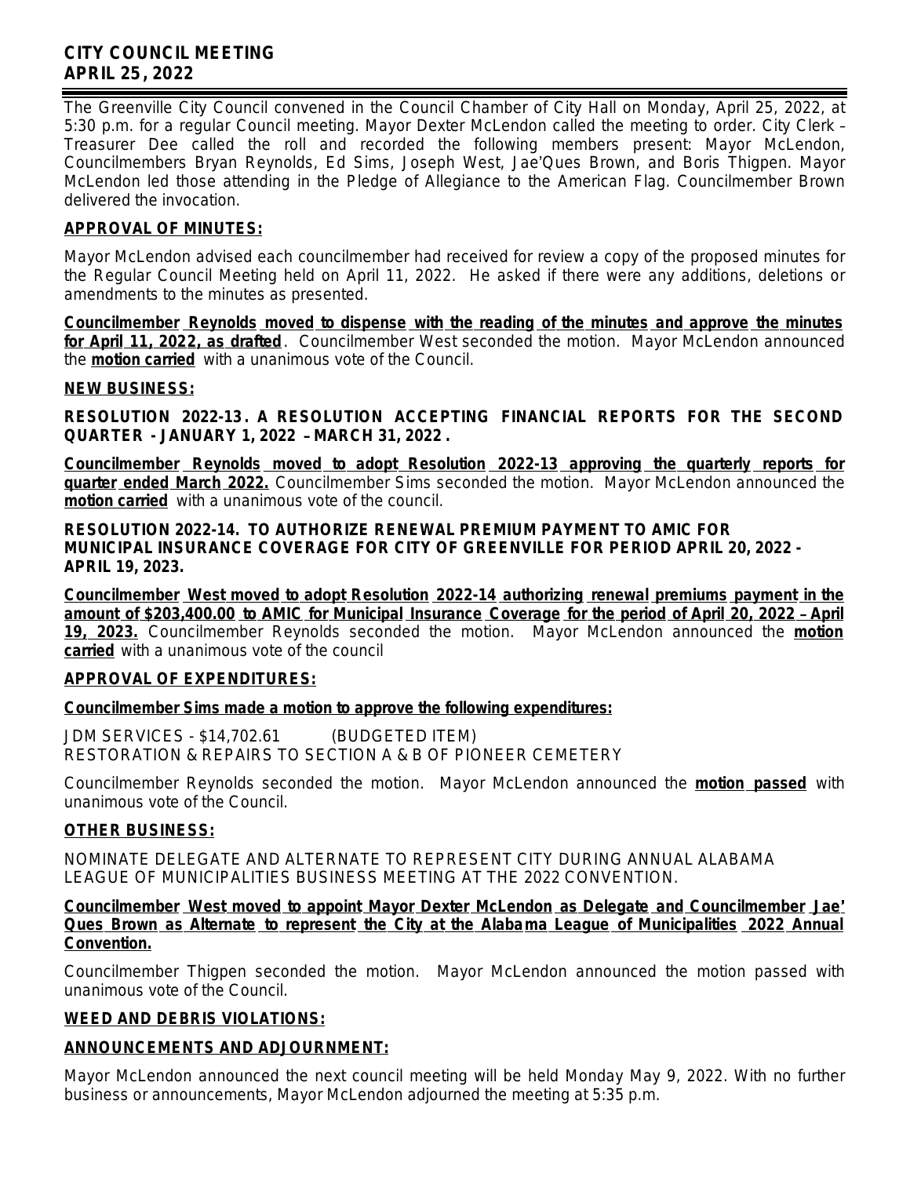# CITY COUNCIL MEETING
# APRIL 25, 2022

The Greenville City Council convened in the Council Chamber of City Hall on Monday, April 25, 2022, at 5:30 p.m. for a regular Council meeting. Mayor Dexter McLendon called the meeting to order. City Clerk – Treasurer Dee called the roll and recorded the following members present: Mayor McLendon, Councilmembers Bryan Reynolds, Ed Sims, Joseph West, Jae'Ques Brown, and Boris Thigpen. Mayor McLendon led those attending in the Pledge of Allegiance to the American Flag. Councilmember Brown delivered the invocation.

## APPROVAL OF MINUTES:

Mayor McLendon advised each councilmember had received for review a copy of the proposed minutes for the Regular Council Meeting held on April 11, 2022. He asked if there were any additions, deletions or amendments to the minutes as presented.

**Councilmember Reynolds moved to dispense with the reading of the minutes and approve the minutes for April 11, 2022, as drafted**. Councilmember West seconded the motion. Mayor McLendon announced the **motion carried** with a unanimous vote of the Council.

## NEW BUSINESS:

**RESOLUTION 2022-13. A RESOLUTION ACCEPTING FINANCIAL REPORTS FOR THE SECOND QUARTER - JANUARY 1, 2022 – MARCH 31, 2022.**

**Councilmember Reynolds moved to adopt Resolution 2022-13 approving the quarterly reports for quarter ended March 2022.** Councilmember Sims seconded the motion. Mayor McLendon announced the **motion carried** with a unanimous vote of the council.

**RESOLUTION 2022-14. TO AUTHORIZE RENEWAL PREMIUM PAYMENT TO AMIC FOR MUNICIPAL INSURANCE COVERAGE FOR CITY OF GREENVILLE FOR PERIOD APRIL 20, 2022 - APRIL 19, 2023.**

**Councilmember West moved to adopt Resolution 2022-14 authorizing renewal premiums payment in the amount of $203,400.00 to AMIC for Municipal Insurance Coverage for the period of April 20, 2022 – April 19, 2023.** Councilmember Reynolds seconded the motion. Mayor McLendon announced the **motion carried** with a unanimous vote of the council

## APPROVAL OF EXPENDITURES:

**Councilmember Sims made a motion to approve the following expenditures:**

JDM SERVICES - $14,702.61 (BUDGETED ITEM)
RESTORATION & REPAIRS TO SECTION A & B OF PIONEER CEMETERY

Councilmember Reynolds seconded the motion. Mayor McLendon announced the **motion passed** with unanimous vote of the Council.

## OTHER BUSINESS:

NOMINATE DELEGATE AND ALTERNATE TO REPRESENT CITY DURING ANNUAL ALABAMA LEAGUE OF MUNICIPALITIES BUSINESS MEETING AT THE 2022 CONVENTION.

**Councilmember West moved to appoint Mayor Dexter McLendon as Delegate and Councilmember Jae' Ques Brown as Alternate to represent the City at the Alabama League of Municipalities 2022 Annual Convention.**

Councilmember Thigpen seconded the motion. Mayor McLendon announced the motion passed with unanimous vote of the Council.

## WEED AND DEBRIS VIOLATIONS:

## ANNOUNCEMENTS AND ADJOURNMENT:

Mayor McLendon announced the next council meeting will be held Monday May 9, 2022. With no further business or announcements, Mayor McLendon adjourned the meeting at 5:35 p.m.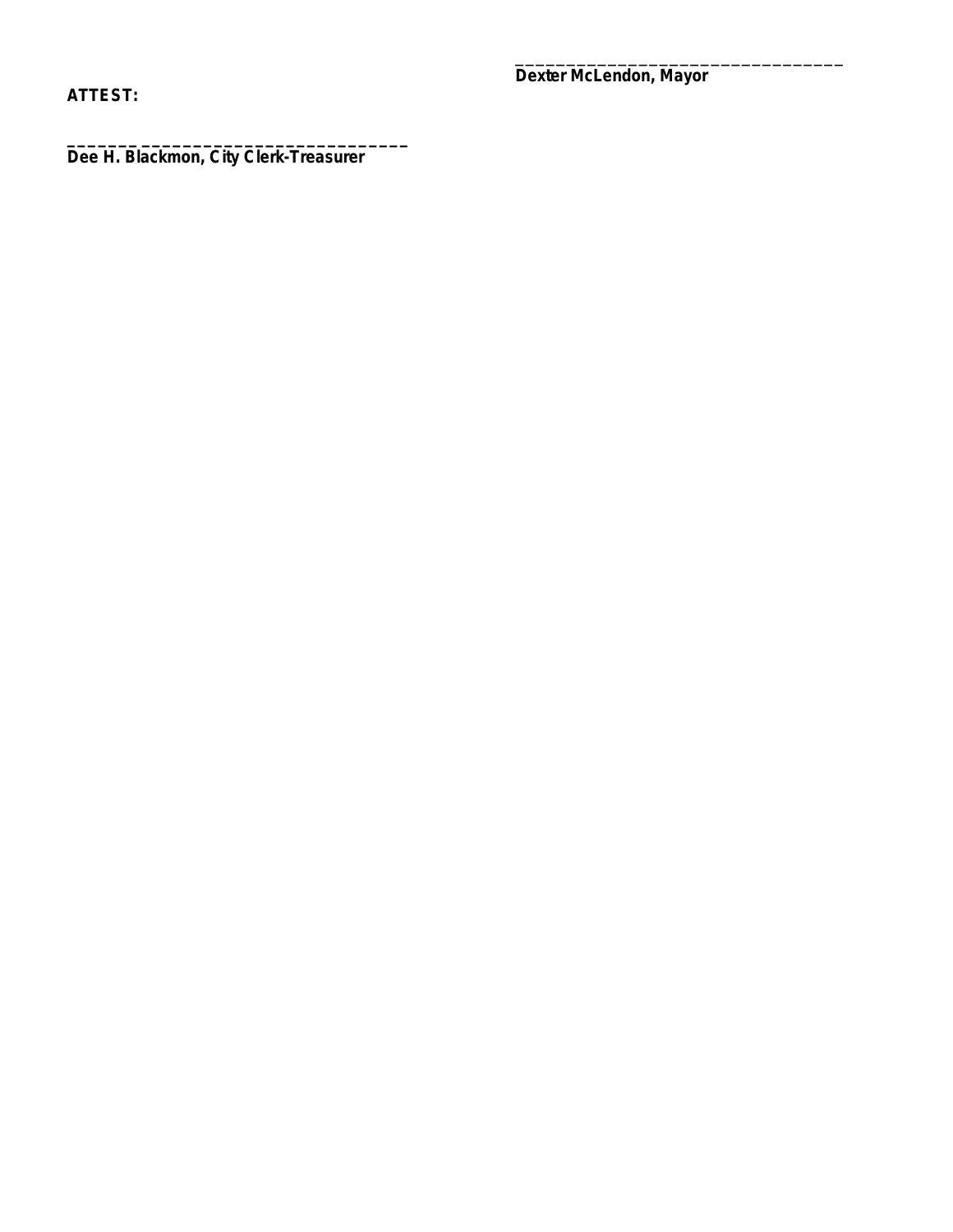\_\_\_\_\_\_\_\_\_\_\_\_\_\_\_\_\_\_\_\_\_\_\_\_\_\_\_\_\_\_\_\_\_\_\_

**Dexter McLendon, Mayor**

**ATTEST:**

\_\_\_\_\_\_\_\_\_\_\_\_\_\_\_\_\_\_\_\_\_\_\_\_\_\_\_\_\_\_\_\_\_\_\_\_\_

**Dee H. Blackmon, City Clerk-Treasurer**